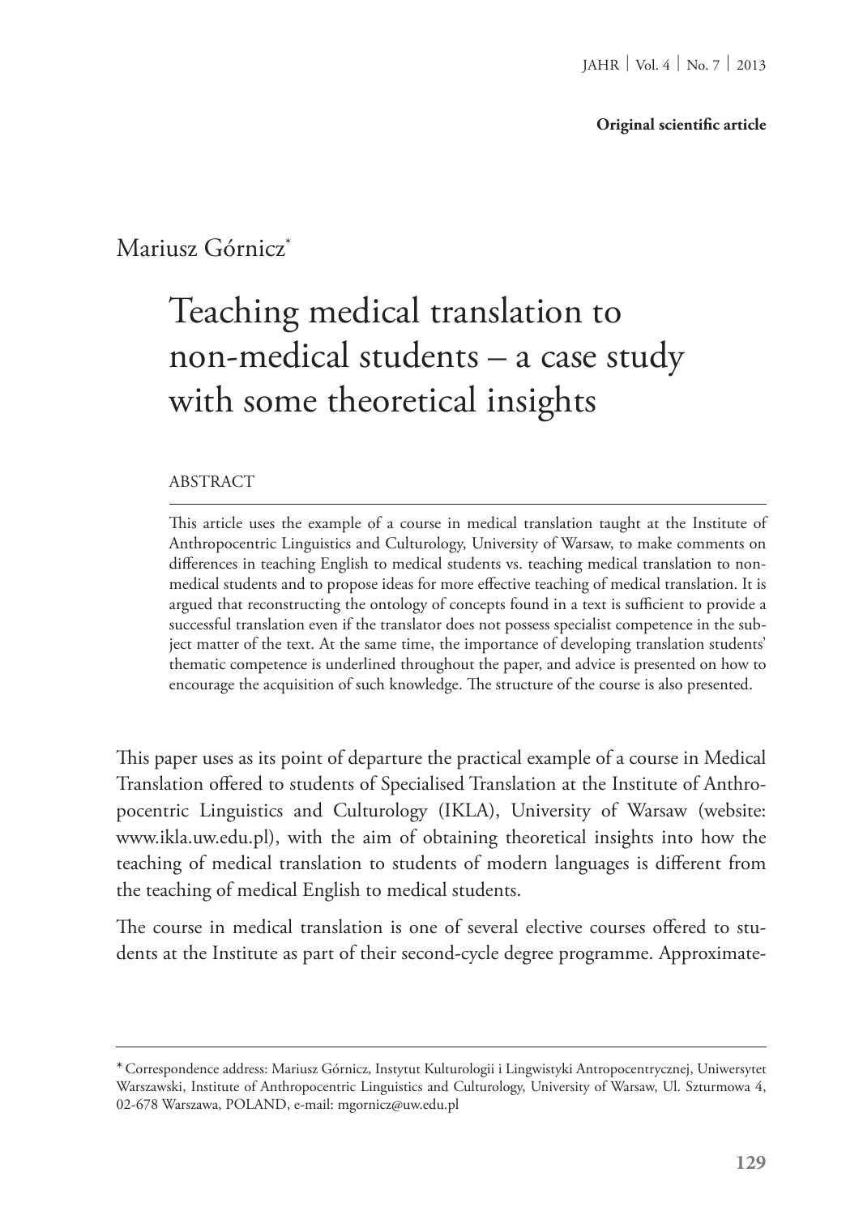**Original scientific article**

Mariusz Górnicz[*]

# Teaching medical translation to non-medical students – a case study with some theoretical insights

ABSTRACT

This article uses the example of a course in medical translation taught at the Institute of Anthropocentric Linguistics and Culturology, University of Warsaw, to make comments on differences in teaching English to medical students vs. teaching medical translation to non-medical students and to propose ideas for more effective teaching of medical translation. It is argued that reconstructing the ontology of concepts found in a text is sufficient to provide a successful translation even if the translator does not possess specialist competence in the subject matter of the text. At the same time, the importance of developing translation students' thematic competence is underlined throughout the paper, and advice is presented on how to encourage the acquisition of such knowledge. The structure of the course is also presented.

This paper uses as its point of departure the practical example of a course in Medical Translation offered to students of Specialised Translation at the Institute of Anthropocentric Linguistics and Culturology (IKLA), University of Warsaw (website: www.ikla.uw.edu.pl), with the aim of obtaining theoretical insights into how the teaching of medical translation to students of modern languages is different from the teaching of medical English to medical students.

The course in medical translation is one of several elective courses offered to students at the Institute as part of their second-cycle degree programme. Approximate-

[*] Correspondence address: Mariusz Górnicz, Instytut Kulturologii i Lingwistyki Antropocentrycznej, Uniwersytet Warszawski, Institute of Anthropocentric Linguistics and Culturology, University of Warsaw, Ul. Szturmowa 4, 02-678 Warszawa, POLAND, e-mail: mgornicz@uw.edu.pl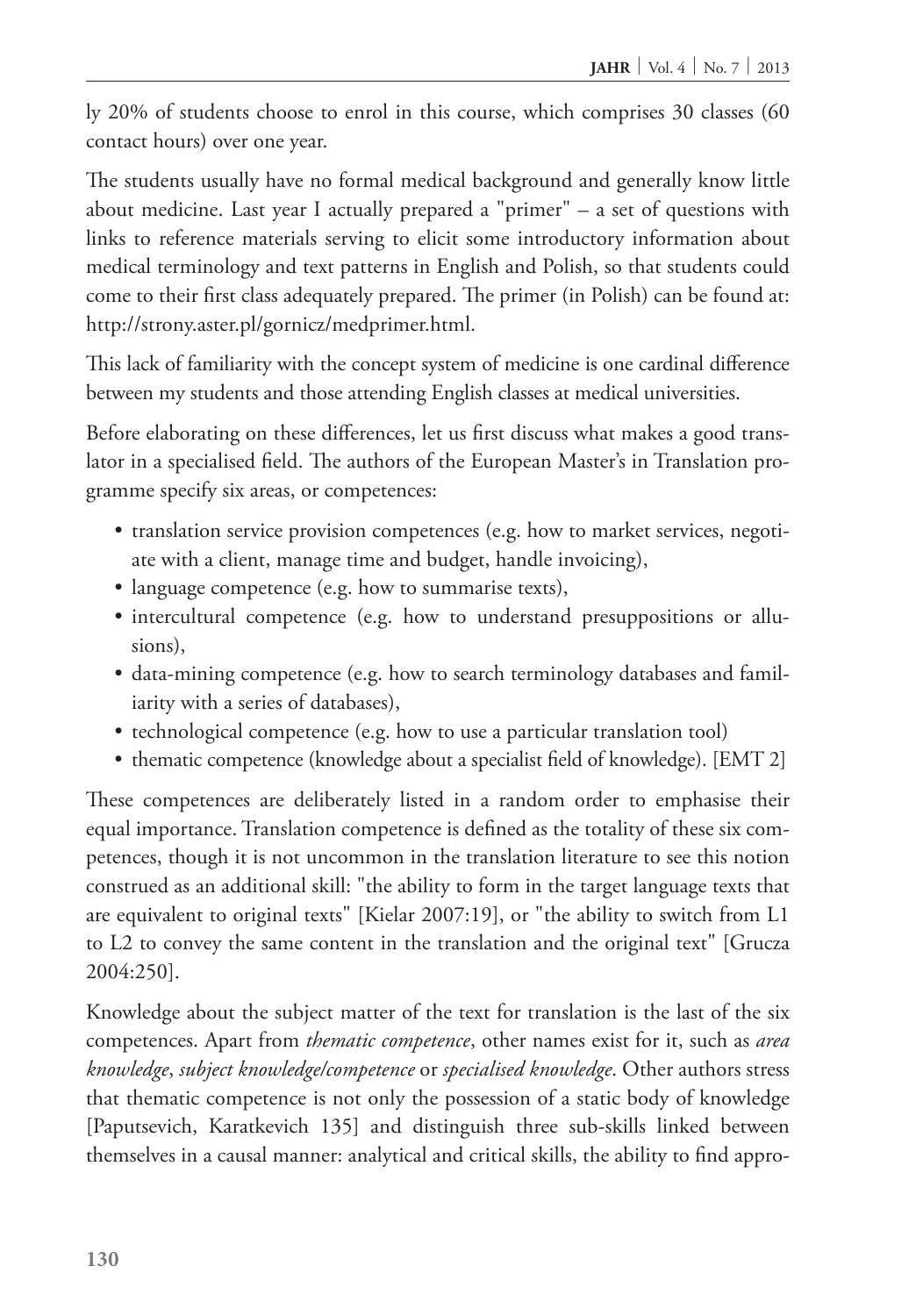ly 20% of students choose to enrol in this course, which comprises 30 classes (60 contact hours) over one year.

The students usually have no formal medical background and generally know little about medicine. Last year I actually prepared a "primer" – a set of questions with links to reference materials serving to elicit some introductory information about medical terminology and text patterns in English and Polish, so that students could come to their first class adequately prepared. The primer (in Polish) can be found at: http://strony.aster.pl/gornicz/medprimer.html.

This lack of familiarity with the concept system of medicine is one cardinal difference between my students and those attending English classes at medical universities.

Before elaborating on these differences, let us first discuss what makes a good translator in a specialised field. The authors of the European Master's in Translation programme specify six areas, or competences:

- translation service provision competences (e.g. how to market services, negotiate with a client, manage time and budget, handle invoicing),
- language competence (e.g. how to summarise texts),
- intercultural competence (e.g. how to understand presuppositions or allusions),
- data-mining competence (e.g. how to search terminology databases and familiarity with a series of databases),
- technological competence (e.g. how to use a particular translation tool)
- thematic competence (knowledge about a specialist field of knowledge). [EMT 2]

These competences are deliberately listed in a random order to emphasise their equal importance. Translation competence is defined as the totality of these six competences, though it is not uncommon in the translation literature to see this notion construed as an additional skill: "the ability to form in the target language texts that are equivalent to original texts" [Kielar 2007:19], or "the ability to switch from L1 to L2 to convey the same content in the translation and the original text" [Grucza 2004:250].

Knowledge about the subject matter of the text for translation is the last of the six competences. Apart from *thematic competence*, other names exist for it, such as *area knowledge*, *subject knowledge/competence* or *specialised knowledge*. Other authors stress that thematic competence is not only the possession of a static body of knowledge [Paputsevich, Karatkevich 135] and distinguish three sub-skills linked between themselves in a causal manner: analytical and critical skills, the ability to find appro-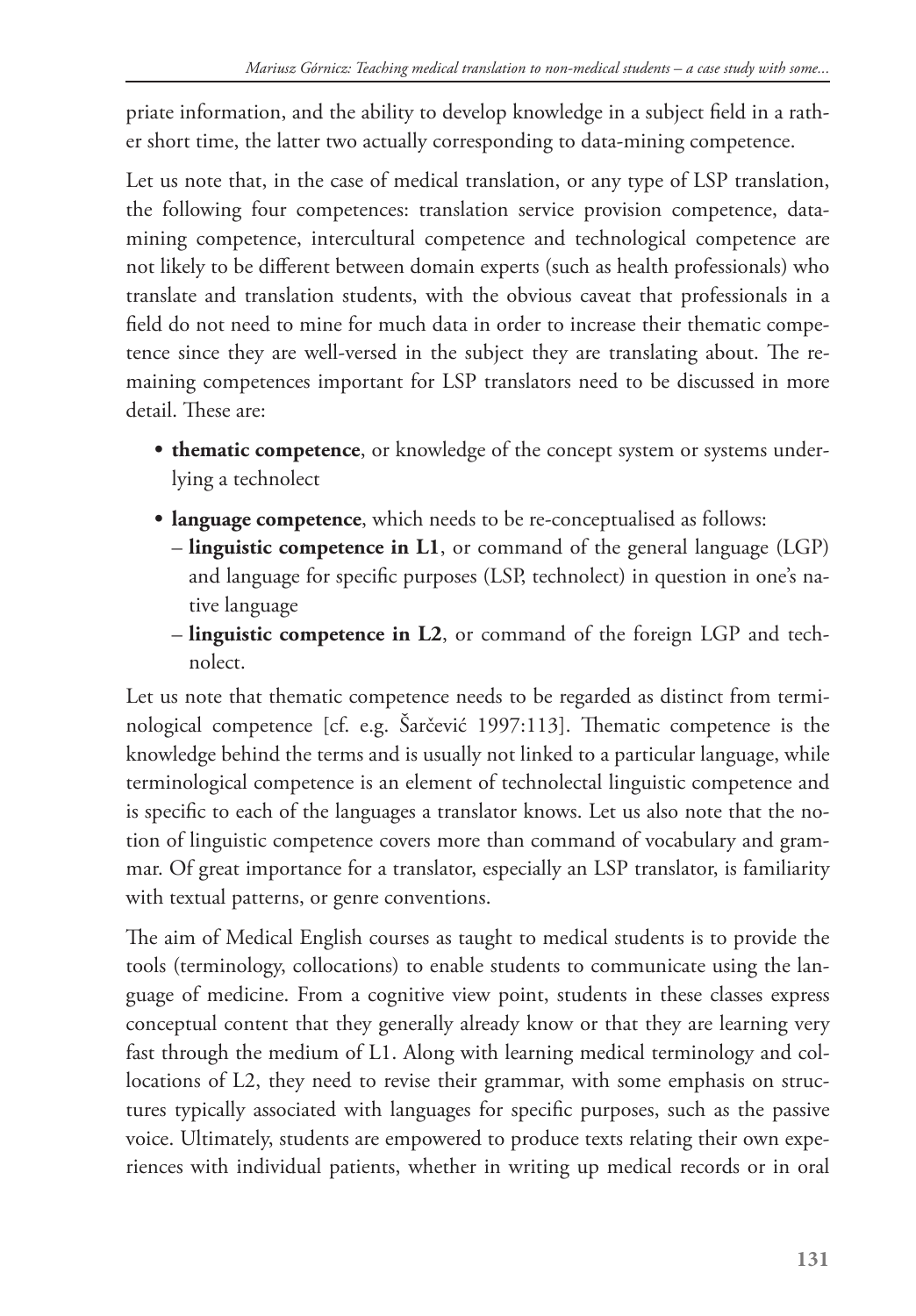priate information, and the ability to develop knowledge in a subject field in a rather short time, the latter two actually corresponding to data-mining competence.

Let us note that, in the case of medical translation, or any type of LSP translation, the following four competences: translation service provision competence, data-mining competence, intercultural competence and technological competence are not likely to be different between domain experts (such as health professionals) who translate and translation students, with the obvious caveat that professionals in a field do not need to mine for much data in order to increase their thematic competence since they are well-versed in the subject they are translating about. The remaining competences important for LSP translators need to be discussed in more detail. These are:

- **thematic competence**, or knowledge of the concept system or systems underlying a technolect
- **language competence**, which needs to be re-conceptualised as follows:
  - **linguistic competence in L1**, or command of the general language (LGP) and language for specific purposes (LSP, technolect) in question in one's native language
  - **linguistic competence in L2**, or command of the foreign LGP and technolect.

Let us note that thematic competence needs to be regarded as distinct from terminological competence [cf. e.g. Šarčević 1997:113]. Thematic competence is the knowledge behind the terms and is usually not linked to a particular language, while terminological competence is an element of technolectal linguistic competence and is specific to each of the languages a translator knows. Let us also note that the notion of linguistic competence covers more than command of vocabulary and grammar. Of great importance for a translator, especially an LSP translator, is familiarity with textual patterns, or genre conventions.

The aim of Medical English courses as taught to medical students is to provide the tools (terminology, collocations) to enable students to communicate using the language of medicine. From a cognitive view point, students in these classes express conceptual content that they generally already know or that they are learning very fast through the medium of L1. Along with learning medical terminology and collocations of L2, they need to revise their grammar, with some emphasis on structures typically associated with languages for specific purposes, such as the passive voice. Ultimately, students are empowered to produce texts relating their own experiences with individual patients, whether in writing up medical records or in oral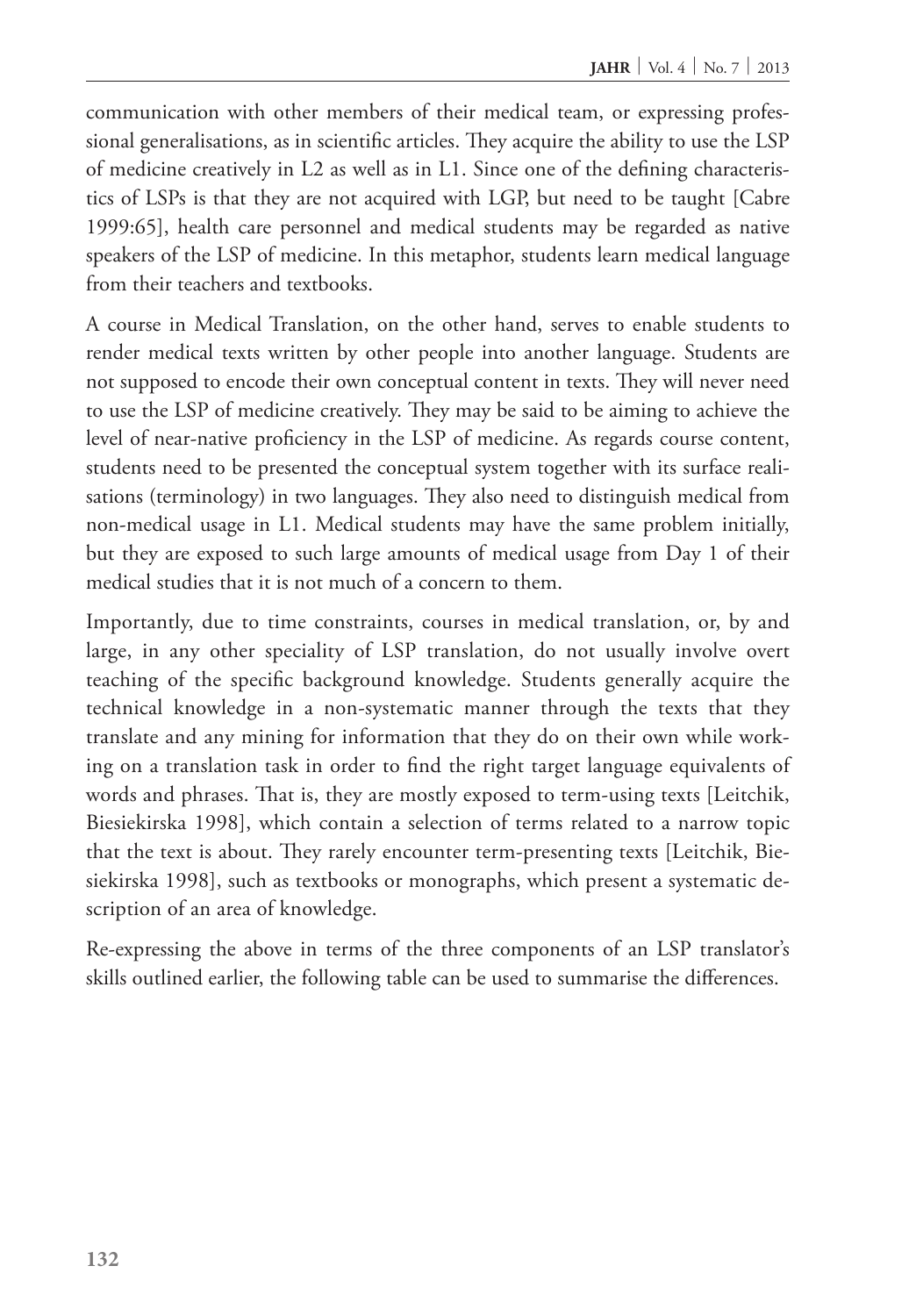communication with other members of their medical team, or expressing professional generalisations, as in scientific articles. They acquire the ability to use the LSP of medicine creatively in L2 as well as in L1. Since one of the defining characteristics of LSPs is that they are not acquired with LGP, but need to be taught [Cabre 1999:65], health care personnel and medical students may be regarded as native speakers of the LSP of medicine. In this metaphor, students learn medical language from their teachers and textbooks.

A course in Medical Translation, on the other hand, serves to enable students to render medical texts written by other people into another language. Students are not supposed to encode their own conceptual content in texts. They will never need to use the LSP of medicine creatively. They may be said to be aiming to achieve the level of near-native proficiency in the LSP of medicine. As regards course content, students need to be presented the conceptual system together with its surface realisations (terminology) in two languages. They also need to distinguish medical from non-medical usage in L1. Medical students may have the same problem initially, but they are exposed to such large amounts of medical usage from Day 1 of their medical studies that it is not much of a concern to them.

Importantly, due to time constraints, courses in medical translation, or, by and large, in any other speciality of LSP translation, do not usually involve overt teaching of the specific background knowledge. Students generally acquire the technical knowledge in a non-systematic manner through the texts that they translate and any mining for information that they do on their own while working on a translation task in order to find the right target language equivalents of words and phrases. That is, they are mostly exposed to term-using texts [Leitchik, Biesiekirska 1998], which contain a selection of terms related to a narrow topic that the text is about. They rarely encounter term-presenting texts [Leitchik, Biesiekirska 1998], such as textbooks or monographs, which present a systematic description of an area of knowledge.

Re-expressing the above in terms of the three components of an LSP translator's skills outlined earlier, the following table can be used to summarise the differences.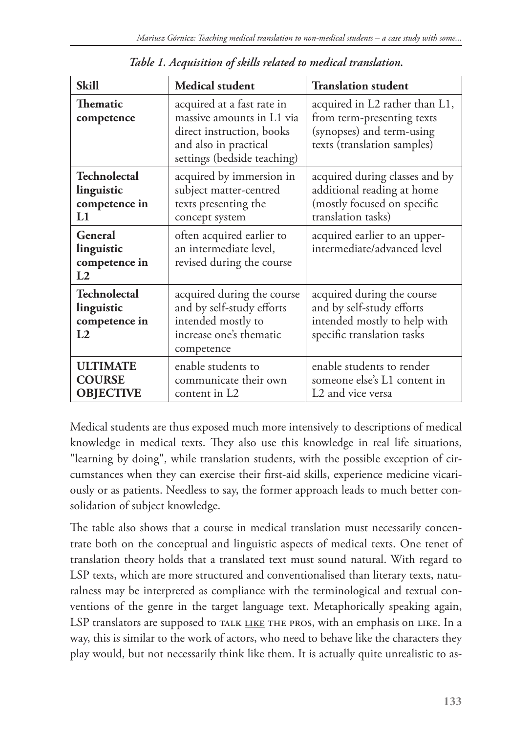*Table 1. Acquisition of skills related to medical translation.*

| Skill | Medical student | Translation student |
|---|---|---|
| **Thematic competence** | acquired at a fast rate in massive amounts in L1 via direct instruction, books and also in practical settings (bedside teaching) | acquired in L2 rather than L1, from term-presenting texts (synopses) and term-using texts (translation samples) |
| **Technolectal linguistic competence in L1** | acquired by immersion in subject matter-centred texts presenting the concept system | acquired during classes and by additional reading at home (mostly focused on specific translation tasks) |
| **General linguistic competence in L2** | often acquired earlier to an intermediate level, revised during the course | acquired earlier to an upper-intermediate/advanced level |
| **Technolectal linguistic competence in L2** | acquired during the course and by self-study efforts intended mostly to increase one's thematic competence | acquired during the course and by self-study efforts intended mostly to help with specific translation tasks |
| **ULTIMATE COURSE OBJECTIVE** | enable students to communicate their own content in L2 | enable students to render someone else's L1 content in L2 and vice versa |

Medical students are thus exposed much more intensively to descriptions of medical knowledge in medical texts. They also use this knowledge in real life situations, "learning by doing", while translation students, with the possible exception of circumstances when they can exercise their first-aid skills, experience medicine vicariously or as patients. Needless to say, the former approach leads to much better consolidation of subject knowledge.

The table also shows that a course in medical translation must necessarily concentrate both on the conceptual and linguistic aspects of medical texts. One tenet of translation theory holds that a translated text must sound natural. With regard to LSP texts, which are more structured and conventionalised than literary texts, naturalness may be interpreted as compliance with the terminological and textual conventions of the genre in the target language text. Metaphorically speaking again, LSP translators are supposed to TALK <u>LIKE</u> THE PROS, with an emphasis on LIKE. In a way, this is similar to the work of actors, who need to behave like the characters they play would, but not necessarily think like them. It is actually quite unrealistic to as-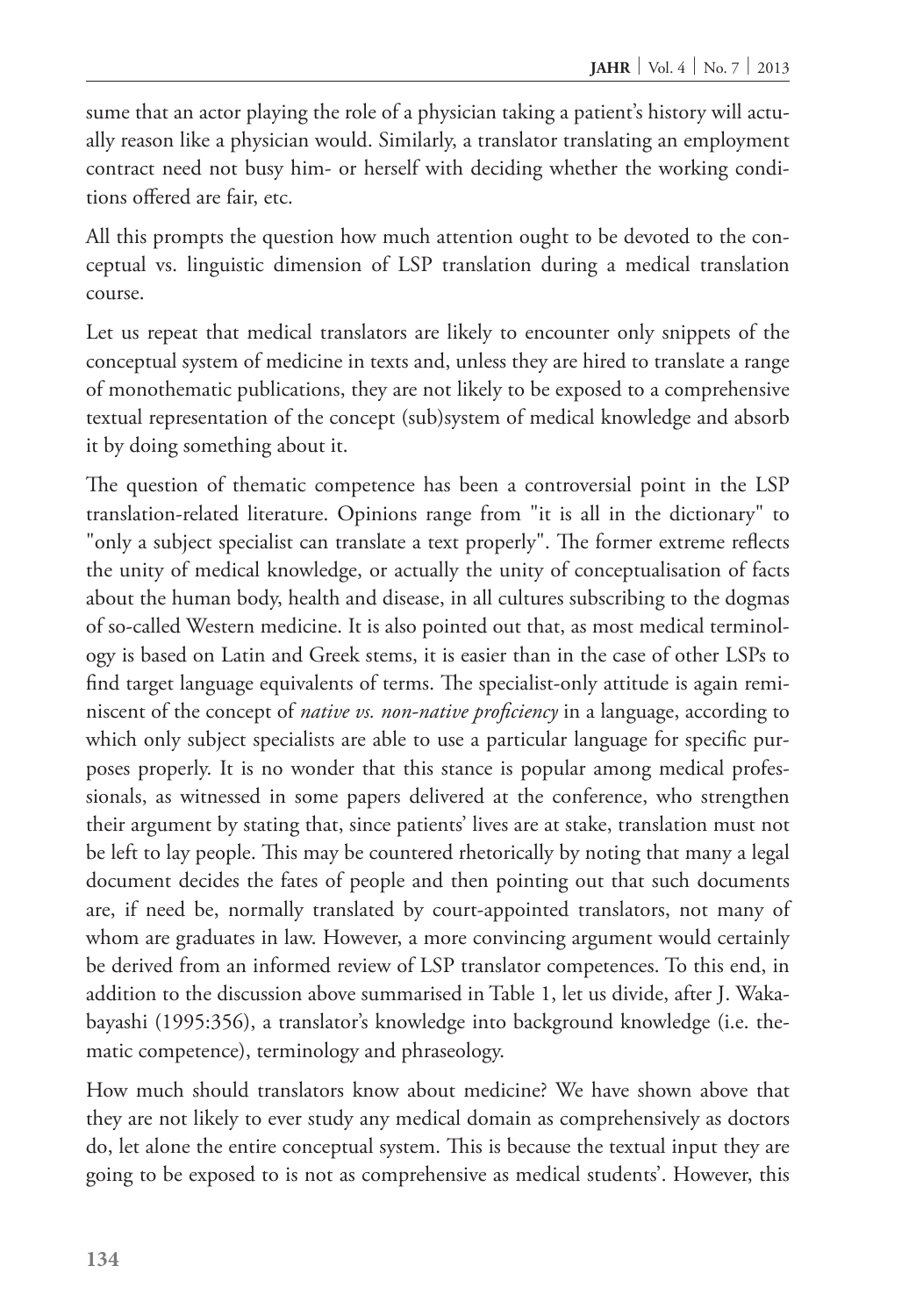sume that an actor playing the role of a physician taking a patient's history will actually reason like a physician would. Similarly, a translator translating an employment contract need not busy him- or herself with deciding whether the working conditions offered are fair, etc.

All this prompts the question how much attention ought to be devoted to the conceptual vs. linguistic dimension of LSP translation during a medical translation course.

Let us repeat that medical translators are likely to encounter only snippets of the conceptual system of medicine in texts and, unless they are hired to translate a range of monothematic publications, they are not likely to be exposed to a comprehensive textual representation of the concept (sub)system of medical knowledge and absorb it by doing something about it.

The question of thematic competence has been a controversial point in the LSP translation-related literature. Opinions range from "it is all in the dictionary" to "only a subject specialist can translate a text properly". The former extreme reflects the unity of medical knowledge, or actually the unity of conceptualisation of facts about the human body, health and disease, in all cultures subscribing to the dogmas of so-called Western medicine. It is also pointed out that, as most medical terminology is based on Latin and Greek stems, it is easier than in the case of other LSPs to find target language equivalents of terms. The specialist-only attitude is again reminiscent of the concept of *native vs. non-native proficiency* in a language, according to which only subject specialists are able to use a particular language for specific purposes properly. It is no wonder that this stance is popular among medical professionals, as witnessed in some papers delivered at the conference, who strengthen their argument by stating that, since patients' lives are at stake, translation must not be left to lay people. This may be countered rhetorically by noting that many a legal document decides the fates of people and then pointing out that such documents are, if need be, normally translated by court-appointed translators, not many of whom are graduates in law. However, a more convincing argument would certainly be derived from an informed review of LSP translator competences. To this end, in addition to the discussion above summarised in Table 1, let us divide, after J. Wakabayashi (1995:356), a translator's knowledge into background knowledge (i.e. thematic competence), terminology and phraseology.

How much should translators know about medicine? We have shown above that they are not likely to ever study any medical domain as comprehensively as doctors do, let alone the entire conceptual system. This is because the textual input they are going to be exposed to is not as comprehensive as medical students'. However, this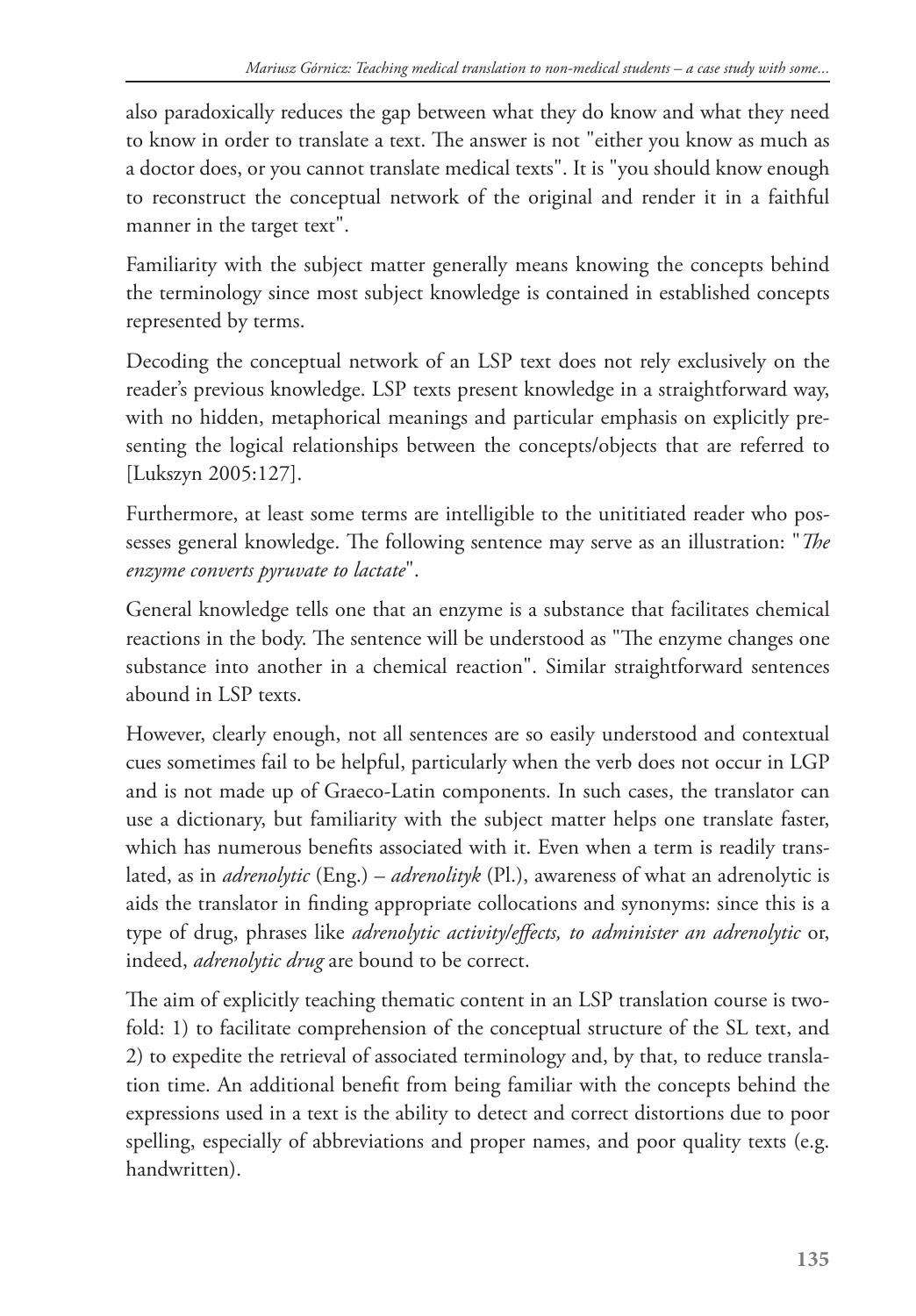also paradoxically reduces the gap between what they do know and what they need to know in order to translate a text. The answer is not "either you know as much as a doctor does, or you cannot translate medical texts". It is "you should know enough to reconstruct the conceptual network of the original and render it in a faithful manner in the target text".

Familiarity with the subject matter generally means knowing the concepts behind the terminology since most subject knowledge is contained in established concepts represented by terms.

Decoding the conceptual network of an LSP text does not rely exclusively on the reader's previous knowledge. LSP texts present knowledge in a straightforward way, with no hidden, metaphorical meanings and particular emphasis on explicitly presenting the logical relationships between the concepts/objects that are referred to [Lukszyn 2005:127].

Furthermore, at least some terms are intelligible to the unititiated reader who possesses general knowledge. The following sentence may serve as an illustration: "*The enzyme converts pyruvate to lactate*".

General knowledge tells one that an enzyme is a substance that facilitates chemical reactions in the body. The sentence will be understood as "The enzyme changes one substance into another in a chemical reaction". Similar straightforward sentences abound in LSP texts.

However, clearly enough, not all sentences are so easily understood and contextual cues sometimes fail to be helpful, particularly when the verb does not occur in LGP and is not made up of Graeco-Latin components. In such cases, the translator can use a dictionary, but familiarity with the subject matter helps one translate faster, which has numerous benefits associated with it. Even when a term is readily translated, as in *adrenolytic* (Eng.) – *adrenolityk* (Pl.), awareness of what an adrenolytic is aids the translator in finding appropriate collocations and synonyms: since this is a type of drug, phrases like *adrenolytic activity/effects, to administer an adrenolytic* or, indeed, *adrenolytic drug* are bound to be correct.

The aim of explicitly teaching thematic content in an LSP translation course is twofold: 1) to facilitate comprehension of the conceptual structure of the SL text, and 2) to expedite the retrieval of associated terminology and, by that, to reduce translation time. An additional benefit from being familiar with the concepts behind the expressions used in a text is the ability to detect and correct distortions due to poor spelling, especially of abbreviations and proper names, and poor quality texts (e.g. handwritten).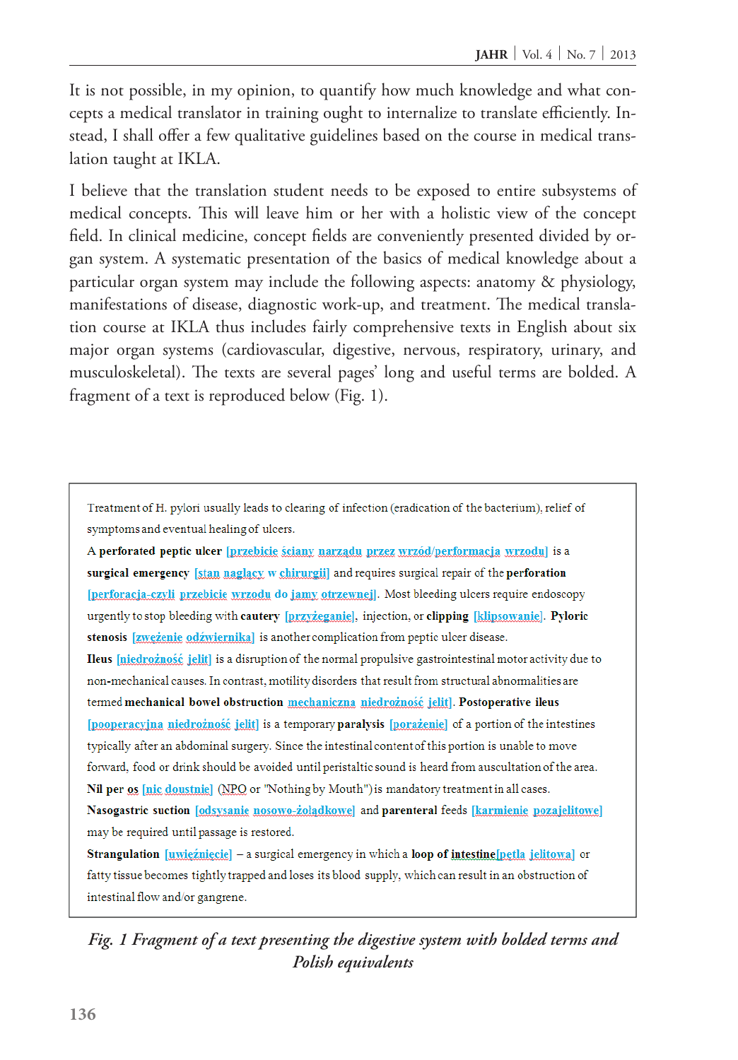It is not possible, in my opinion, to quantify how much knowledge and what concepts a medical translator in training ought to internalize to translate efficiently. Instead, I shall offer a few qualitative guidelines based on the course in medical translation taught at IKLA.

I believe that the translation student needs to be exposed to entire subsystems of medical concepts. This will leave him or her with a holistic view of the concept field. In clinical medicine, concept fields are conveniently presented divided by organ system. A systematic presentation of the basics of medical knowledge about a particular organ system may include the following aspects: anatomy & physiology, manifestations of disease, diagnostic work-up, and treatment. The medical translation course at IKLA thus includes fairly comprehensive texts in English about six major organ systems (cardiovascular, digestive, nervous, respiratory, urinary, and musculoskeletal). The texts are several pages' long and useful terms are bolded. A fragment of a text is reproduced below (Fig. 1).

> Treatment of H. pylori usually leads to clearing of infection (eradication of the bacterium), relief of symptoms and eventual healing of ulcers.
>
> A **perforated peptic ulcer** [przebicie ściany narządu przez wrzód/perforacja wrzodu] is a **surgical emergency** [stan naglący w chirurgii] and requires surgical repair of the **perforation** [perforacja-czyli przebicie wrzodu do jamy otrzewnej]. Most bleeding ulcers require endoscopy urgently to stop bleeding with **cautery** [przyżeganie], injection, or **clipping** [klipsowanie]. **Pyloric stenosis** [zwężenie odźwiernika] is another complication from peptic ulcer disease.
>
> **Ileus** [niedrożność jelit] is a disruption of the normal propulsive gastrointestinal motor activity due to non-mechanical causes. In contrast, motility disorders that result from structural abnormalities are termed **mechanical bowel obstruction** [mechaniczna niedrożność jelit]. **Postoperative ileus** [pooperacyjna niedrożność jelit] is a temporary **paralysis** [porażenie] of a portion of the intestines typically after an abdominal surgery. Since the intestinal content of this portion is unable to move forward, food or drink should be avoided until peristaltic sound is heard from auscultation of the area. **Nil per os** [nic doustnie] (NPO or "Nothing by Mouth") is mandatory treatment in all cases. **Nasogastric suction** [odsysanie nosowo-żołądkowe] and **parenteral** feeds [karmienie pozajelitowe] may be required until passage is restored.
>
> **Strangulation** [uwięźnięcie] – a surgical emergency in which a **loop of intestine**[pętla jelitowa] or fatty tissue becomes tightly trapped and loses its blood supply, which can result in an obstruction of intestinal flow and/or gangrene.

*Fig. 1 Fragment of a text presenting the digestive system with bolded terms and Polish equivalents*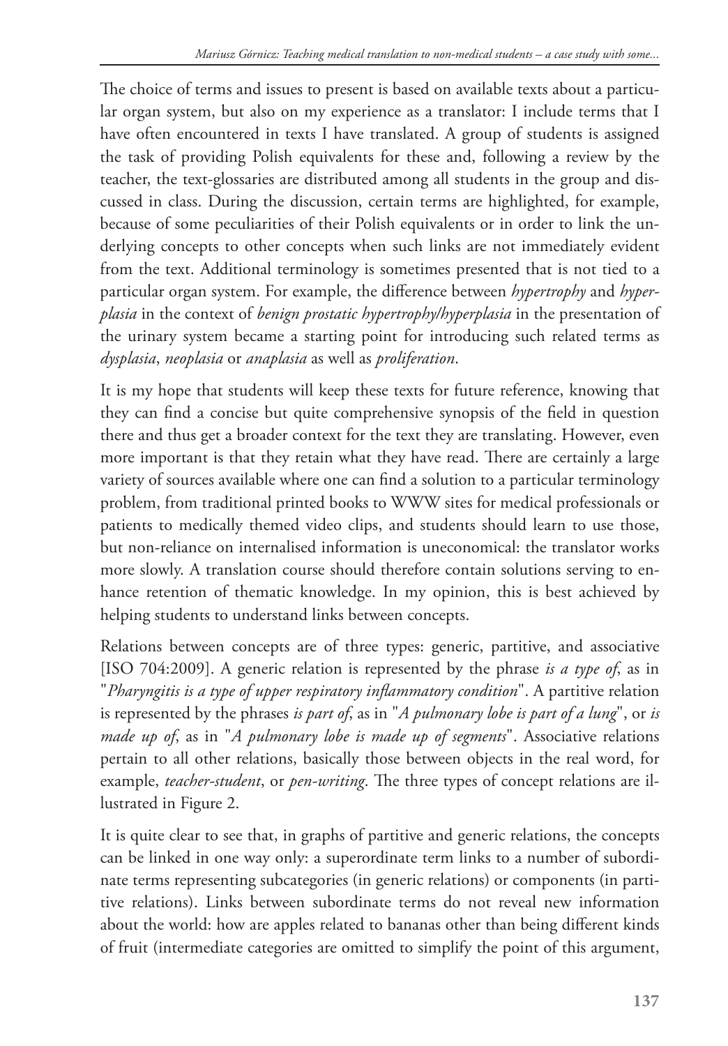The choice of terms and issues to present is based on available texts about a particular organ system, but also on my experience as a translator: I include terms that I have often encountered in texts I have translated. A group of students is assigned the task of providing Polish equivalents for these and, following a review by the teacher, the text-glossaries are distributed among all students in the group and discussed in class. During the discussion, certain terms are highlighted, for example, because of some peculiarities of their Polish equivalents or in order to link the underlying concepts to other concepts when such links are not immediately evident from the text. Additional terminology is sometimes presented that is not tied to a particular organ system. For example, the difference between *hypertrophy* and *hyperplasia* in the context of *benign prostatic hypertrophy/hyperplasia* in the presentation of the urinary system became a starting point for introducing such related terms as *dysplasia*, *neoplasia* or *anaplasia* as well as *proliferation*.

It is my hope that students will keep these texts for future reference, knowing that they can find a concise but quite comprehensive synopsis of the field in question there and thus get a broader context for the text they are translating. However, even more important is that they retain what they have read. There are certainly a large variety of sources available where one can find a solution to a particular terminology problem, from traditional printed books to WWW sites for medical professionals or patients to medically themed video clips, and students should learn to use those, but non-reliance on internalised information is uneconomical: the translator works more slowly. A translation course should therefore contain solutions serving to enhance retention of thematic knowledge. In my opinion, this is best achieved by helping students to understand links between concepts.

Relations between concepts are of three types: generic, partitive, and associative [ISO 704:2009]. A generic relation is represented by the phrase *is a type of*, as in "*Pharyngitis is a type of upper respiratory inflammatory condition*". A partitive relation is represented by the phrases *is part of*, as in "*A pulmonary lobe is part of a lung*", or *is made up of*, as in "*A pulmonary lobe is made up of segments*". Associative relations pertain to all other relations, basically those between objects in the real word, for example, *teacher-student*, or *pen-writing*. The three types of concept relations are illustrated in Figure 2.

It is quite clear to see that, in graphs of partitive and generic relations, the concepts can be linked in one way only: a superordinate term links to a number of subordinate terms representing subcategories (in generic relations) or components (in partitive relations). Links between subordinate terms do not reveal new information about the world: how are apples related to bananas other than being different kinds of fruit (intermediate categories are omitted to simplify the point of this argument,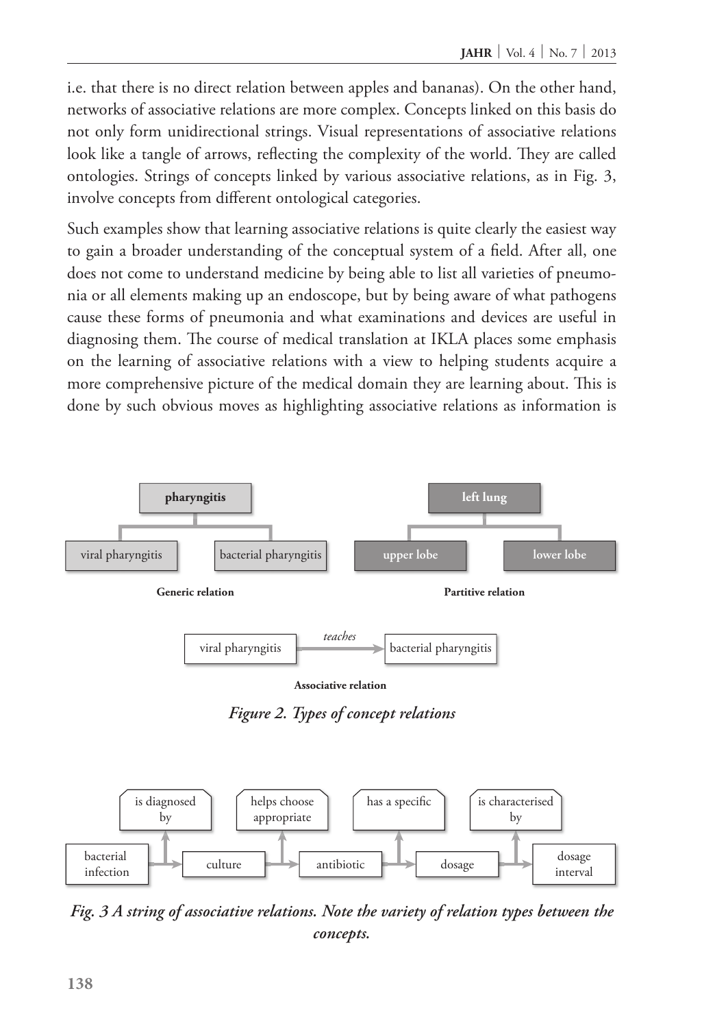i.e. that there is no direct relation between apples and bananas). On the other hand, networks of associative relations are more complex. Concepts linked on this basis do not only form unidirectional strings. Visual representations of associative relations look like a tangle of arrows, reflecting the complexity of the world. They are called ontologies. Strings of concepts linked by various associative relations, as in Fig. 3, involve concepts from different ontological categories.

Such examples show that learning associative relations is quite clearly the easiest way to gain a broader understanding of the conceptual system of a field. After all, one does not come to understand medicine by being able to list all varieties of pneumonia or all elements making up an endoscope, but by being aware of what pathogens cause these forms of pneumonia and what examinations and devices are useful in diagnosing them. The course of medical translation at IKLA places some emphasis on the learning of associative relations with a view to helping students acquire a more comprehensive picture of the medical domain they are learning about. This is done by such obvious moves as highlighting associative relations as information is

pharyngitis

viral pharyngitis | bacterial pharyngitis

**Generic relation**

left lung

upper lobe | lower lobe

**Partitive relation**

viral pharyngitis —*teaches*→ bacterial pharyngitis

**Associative relation**

*Figure 2. Types of concept relations*

bacterial infection → (is diagnosed by) → culture → (helps choose appropriate) → antibiotic → (has a specific) → dosage → (is characterised by) → dosage interval

*Fig. 3 A string of associative relations. Note the variety of relation types between the concepts.*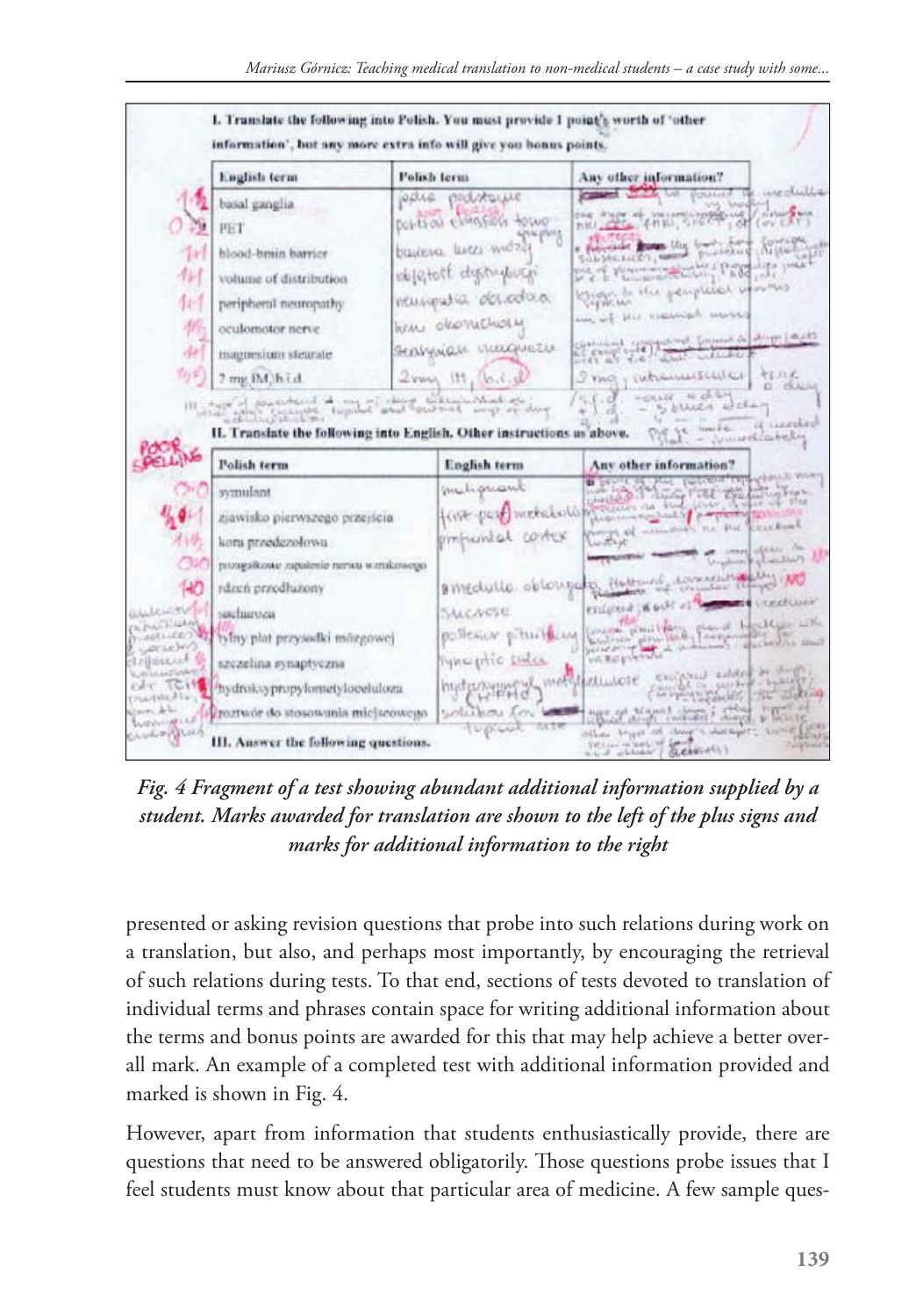*Fig. 4 Fragment of a test showing abundant additional information supplied by a student. Marks awarded for translation are shown to the left of the plus signs and marks for additional information to the right*

presented or asking revision questions that probe into such relations during work on a translation, but also, and perhaps most importantly, by encouraging the retrieval of such relations during tests. To that end, sections of tests devoted to translation of individual terms and phrases contain space for writing additional information about the terms and bonus points are awarded for this that may help achieve a better overall mark. An example of a completed test with additional information provided and marked is shown in Fig. 4.

However, apart from information that students enthusiastically provide, there are questions that need to be answered obligatorily. Those questions probe issues that I feel students must know about that particular area of medicine. A few sample ques-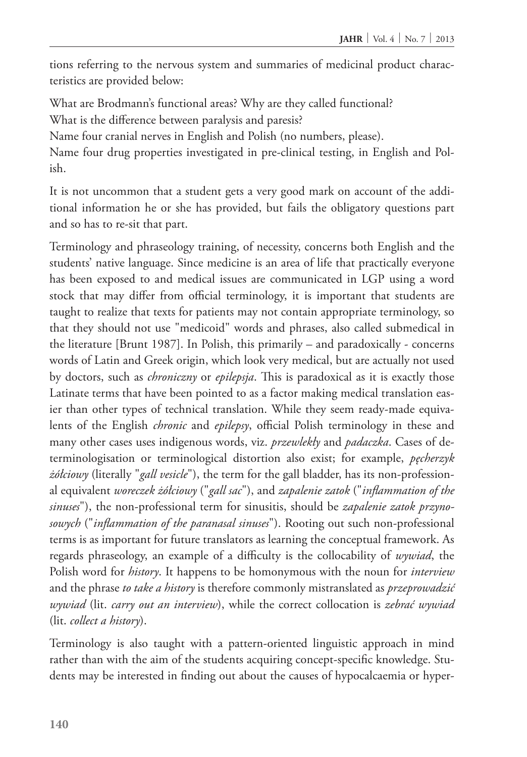tions referring to the nervous system and summaries of medicinal product characteristics are provided below:

What are Brodmann's functional areas? Why are they called functional?
What is the difference between paralysis and paresis?
Name four cranial nerves in English and Polish (no numbers, please).
Name four drug properties investigated in pre-clinical testing, in English and Polish.

It is not uncommon that a student gets a very good mark on account of the additional information he or she has provided, but fails the obligatory questions part and so has to re-sit that part.

Terminology and phraseology training, of necessity, concerns both English and the students' native language. Since medicine is an area of life that practically everyone has been exposed to and medical issues are communicated in LGP using a word stock that may differ from official terminology, it is important that students are taught to realize that texts for patients may not contain appropriate terminology, so that they should not use "medicoid" words and phrases, also called submedical in the literature [Brunt 1987]. In Polish, this primarily – and paradoxically - concerns words of Latin and Greek origin, which look very medical, but are actually not used by doctors, such as *chroniczny* or *epilepsja*. This is paradoxical as it is exactly those Latinate terms that have been pointed to as a factor making medical translation easier than other types of technical translation. While they seem ready-made equivalents of the English *chronic* and *epilepsy*, official Polish terminology in these and many other cases uses indigenous words, viz. *przewlekły* and *padaczka*. Cases of determinologisation or terminological distortion also exist; for example, *pęcherzyk żółciowy* (literally "*gall vesicle*"), the term for the gall bladder, has its non-professional equivalent *woreczek żółciowy* ("*gall sac*"), and *zapalenie zatok* ("*inflammation of the sinuses*"), the non-professional term for sinusitis, should be *zapalenie zatok przynosowych* ("*inflammation of the paranasal sinuses*"). Rooting out such non-professional terms is as important for future translators as learning the conceptual framework. As regards phraseology, an example of a difficulty is the collocability of *wywiad*, the Polish word for *history*. It happens to be homonymous with the noun for *interview* and the phrase *to take a history* is therefore commonly mistranslated as *przeprowadzić wywiad* (lit. *carry out an interview*), while the correct collocation is *zebrać wywiad* (lit. *collect a history*).

Terminology is also taught with a pattern-oriented linguistic approach in mind rather than with the aim of the students acquiring concept-specific knowledge. Students may be interested in finding out about the causes of hypocalcaemia or hyper-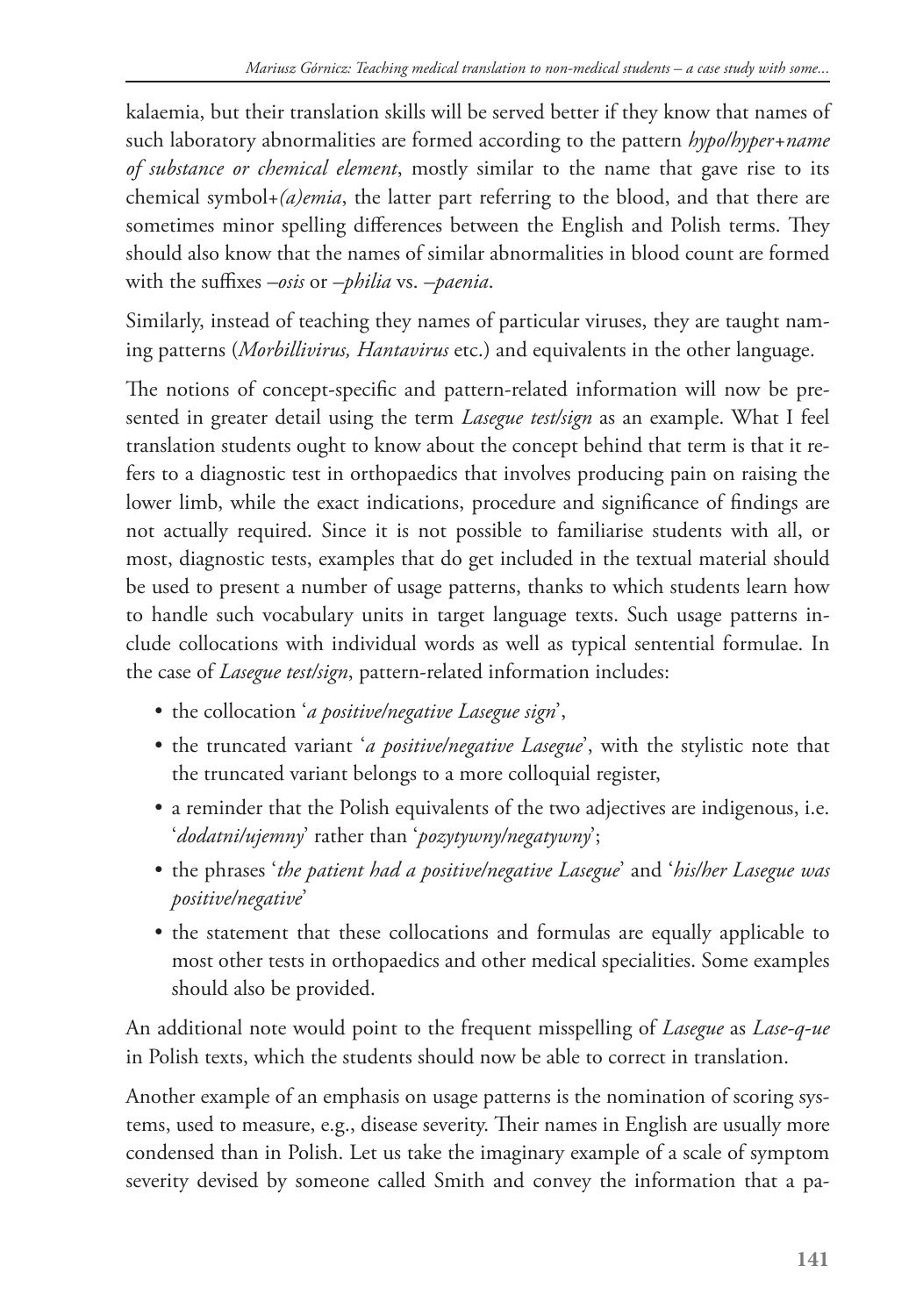kalaemia, but their translation skills will be served better if they know that names of such laboratory abnormalities are formed according to the pattern *hypo/hyper+name of substance or chemical element*, mostly similar to the name that gave rise to its chemical symbol+*(a)emia*, the latter part referring to the blood, and that there are sometimes minor spelling differences between the English and Polish terms. They should also know that the names of similar abnormalities in blood count are formed with the suffixes *–osis* or *–philia* vs. *–paenia*.

Similarly, instead of teaching they names of particular viruses, they are taught naming patterns (*Morbillivirus, Hantavirus* etc.) and equivalents in the other language.

The notions of concept-specific and pattern-related information will now be presented in greater detail using the term *Lasegue test/sign* as an example. What I feel translation students ought to know about the concept behind that term is that it refers to a diagnostic test in orthopaedics that involves producing pain on raising the lower limb, while the exact indications, procedure and significance of findings are not actually required. Since it is not possible to familiarise students with all, or most, diagnostic tests, examples that do get included in the textual material should be used to present a number of usage patterns, thanks to which students learn how to handle such vocabulary units in target language texts. Such usage patterns include collocations with individual words as well as typical sentential formulae. In the case of *Lasegue test/sign*, pattern-related information includes:

- the collocation '*a positive/negative Lasegue sign*',
- the truncated variant '*a positive/negative Lasegue*', with the stylistic note that the truncated variant belongs to a more colloquial register,
- a reminder that the Polish equivalents of the two adjectives are indigenous, i.e. '*dodatni/ujemny*' rather than '*pozytywny/negatywny*';
- the phrases '*the patient had a positive/negative Lasegue*' and '*his/her Lasegue was positive/negative*'
- the statement that these collocations and formulas are equally applicable to most other tests in orthopaedics and other medical specialities. Some examples should also be provided.

An additional note would point to the frequent misspelling of *Lasegue* as *Lase-q-ue* in Polish texts, which the students should now be able to correct in translation.

Another example of an emphasis on usage patterns is the nomination of scoring systems, used to measure, e.g., disease severity. Their names in English are usually more condensed than in Polish. Let us take the imaginary example of a scale of symptom severity devised by someone called Smith and convey the information that a pa-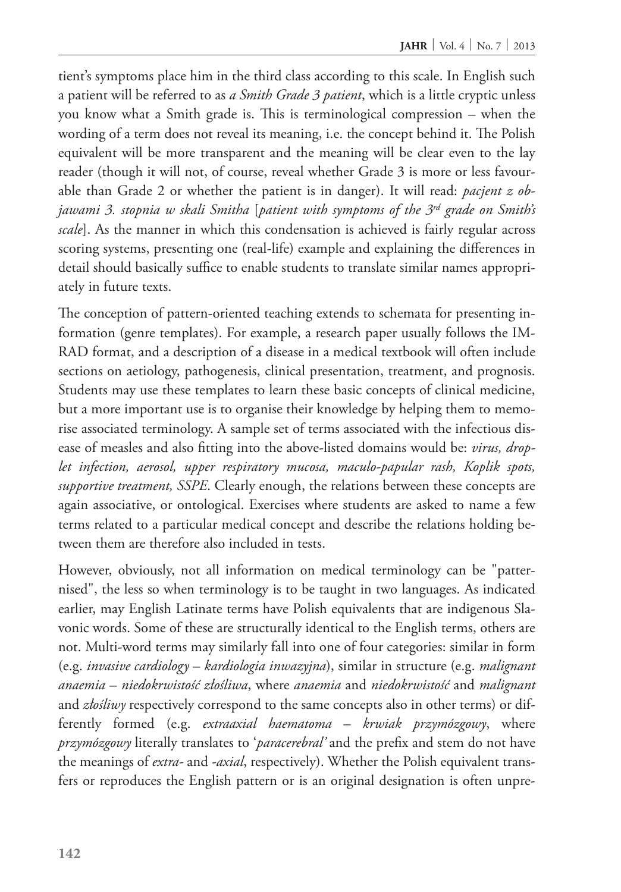tient's symptoms place him in the third class according to this scale. In English such a patient will be referred to as *a Smith Grade 3 patient*, which is a little cryptic unless you know what a Smith grade is. This is terminological compression – when the wording of a term does not reveal its meaning, i.e. the concept behind it. The Polish equivalent will be more transparent and the meaning will be clear even to the lay reader (though it will not, of course, reveal whether Grade 3 is more or less favourable than Grade 2 or whether the patient is in danger). It will read: *pacjent z objawami 3. stopnia w skali Smitha* [*patient with symptoms of the 3rd grade on Smith's scale*]. As the manner in which this condensation is achieved is fairly regular across scoring systems, presenting one (real-life) example and explaining the differences in detail should basically suffice to enable students to translate similar names appropriately in future texts.

The conception of pattern-oriented teaching extends to schemata for presenting information (genre templates). For example, a research paper usually follows the IMRAD format, and a description of a disease in a medical textbook will often include sections on aetiology, pathogenesis, clinical presentation, treatment, and prognosis. Students may use these templates to learn these basic concepts of clinical medicine, but a more important use is to organise their knowledge by helping them to memorise associated terminology. A sample set of terms associated with the infectious disease of measles and also fitting into the above-listed domains would be: *virus, droplet infection, aerosol, upper respiratory mucosa, maculo-papular rash, Koplik spots, supportive treatment, SSPE*. Clearly enough, the relations between these concepts are again associative, or ontological. Exercises where students are asked to name a few terms related to a particular medical concept and describe the relations holding between them are therefore also included in tests.

However, obviously, not all information on medical terminology can be "patternised", the less so when terminology is to be taught in two languages. As indicated earlier, may English Latinate terms have Polish equivalents that are indigenous Slavonic words. Some of these are structurally identical to the English terms, others are not. Multi-word terms may similarly fall into one of four categories: similar in form (e.g. *invasive cardiology – kardiologia inwazyjna*), similar in structure (e.g. *malignant anaemia – niedokrwistość złośliwa*, where *anaemia* and *niedokrwistość* and *malignant* and *złośliwy* respectively correspond to the same concepts also in other terms) or differently formed (e.g. *extraaxial haematoma – krwiak przymózgowy*, where *przymózgowy* literally translates to '*paracerebral'* and the prefix and stem do not have the meanings of *extra-* and *-axial*, respectively). Whether the Polish equivalent transfers or reproduces the English pattern or is an original designation is often unpre-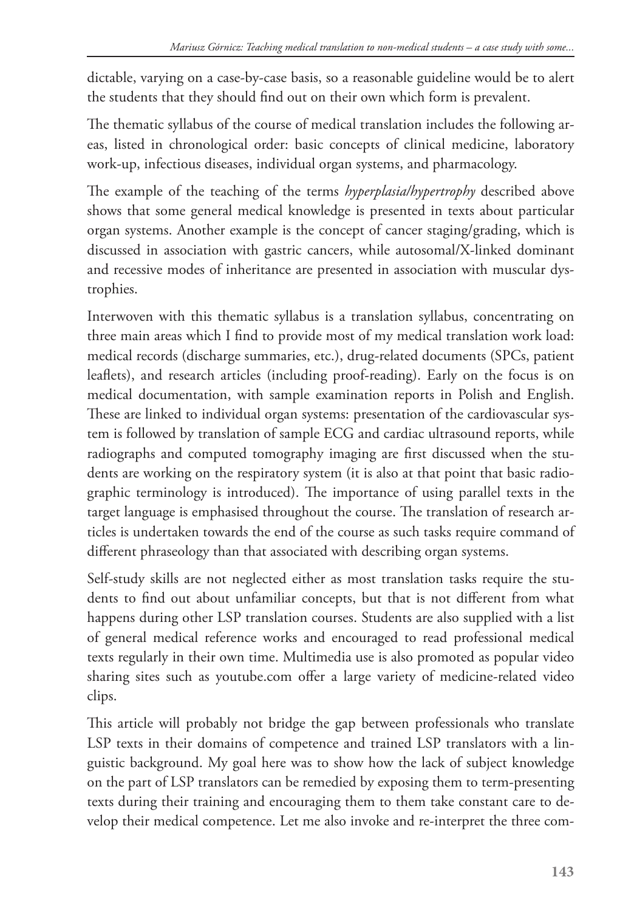dictable, varying on a case-by-case basis, so a reasonable guideline would be to alert the students that they should find out on their own which form is prevalent.

The thematic syllabus of the course of medical translation includes the following areas, listed in chronological order: basic concepts of clinical medicine, laboratory work-up, infectious diseases, individual organ systems, and pharmacology.

The example of the teaching of the terms *hyperplasia/hypertrophy* described above shows that some general medical knowledge is presented in texts about particular organ systems. Another example is the concept of cancer staging/grading, which is discussed in association with gastric cancers, while autosomal/X-linked dominant and recessive modes of inheritance are presented in association with muscular dystrophies.

Interwoven with this thematic syllabus is a translation syllabus, concentrating on three main areas which I find to provide most of my medical translation work load: medical records (discharge summaries, etc.), drug-related documents (SPCs, patient leaflets), and research articles (including proof-reading). Early on the focus is on medical documentation, with sample examination reports in Polish and English. These are linked to individual organ systems: presentation of the cardiovascular system is followed by translation of sample ECG and cardiac ultrasound reports, while radiographs and computed tomography imaging are first discussed when the students are working on the respiratory system (it is also at that point that basic radiographic terminology is introduced). The importance of using parallel texts in the target language is emphasised throughout the course. The translation of research articles is undertaken towards the end of the course as such tasks require command of different phraseology than that associated with describing organ systems.

Self-study skills are not neglected either as most translation tasks require the students to find out about unfamiliar concepts, but that is not different from what happens during other LSP translation courses. Students are also supplied with a list of general medical reference works and encouraged to read professional medical texts regularly in their own time. Multimedia use is also promoted as popular video sharing sites such as youtube.com offer a large variety of medicine-related video clips.

This article will probably not bridge the gap between professionals who translate LSP texts in their domains of competence and trained LSP translators with a linguistic background. My goal here was to show how the lack of subject knowledge on the part of LSP translators can be remedied by exposing them to term-presenting texts during their training and encouraging them to them take constant care to develop their medical competence. Let me also invoke and re-interpret the three com-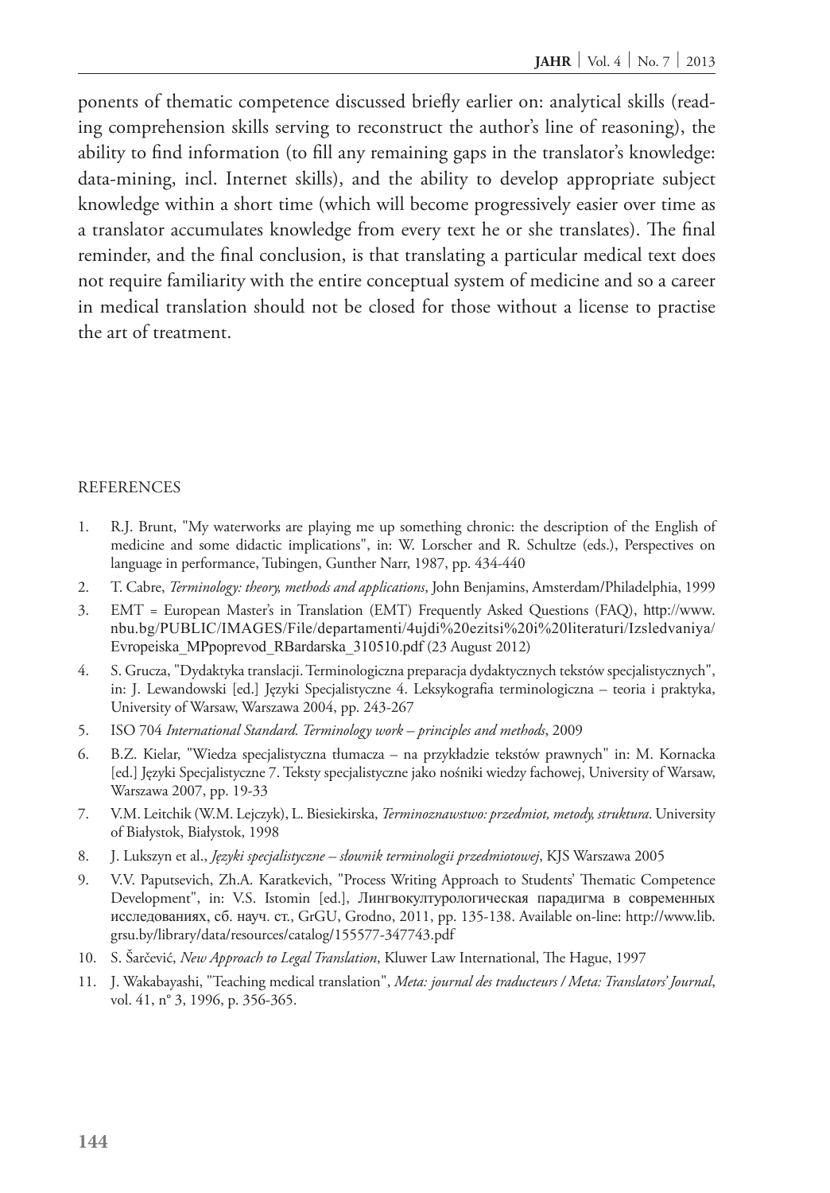ponents of thematic competence discussed briefly earlier on: analytical skills (reading comprehension skills serving to reconstruct the author's line of reasoning), the ability to find information (to fill any remaining gaps in the translator's knowledge: data-mining, incl. Internet skills), and the ability to develop appropriate subject knowledge within a short time (which will become progressively easier over time as a translator accumulates knowledge from every text he or she translates). The final reminder, and the final conclusion, is that translating a particular medical text does not require familiarity with the entire conceptual system of medicine and so a career in medical translation should not be closed for those without a license to practise the art of treatment.

## REFERENCES

1. R.J. Brunt, "My waterworks are playing me up something chronic: the description of the English of medicine and some didactic implications", in: W. Lorscher and R. Schultze (eds.), Perspectives on language in performance, Tubingen, Gunther Narr, 1987, pp. 434-440
2. T. Cabre, *Terminology: theory, methods and applications*, John Benjamins, Amsterdam/Philadelphia, 1999
3. EMT = European Master's in Translation (EMT) Frequently Asked Questions (FAQ), http://www.nbu.bg/PUBLIC/IMAGES/File/departamenti/4ujdi%20ezitsi%20i%20literaturi/Izsledvaniya/Evropeiska_MPpoprevod_RBardarska_310510.pdf (23 August 2012)
4. S. Grucza, "Dydaktyka translacji. Terminologiczna preparacja dydaktycznych tekstów specjalistycznych", in: J. Lewandowski [ed.] Języki Specjalistyczne 4. Leksykografia terminologiczna – teoria i praktyka, University of Warsaw, Warszawa 2004, pp. 243-267
5. ISO 704 *International Standard. Terminology work – principles and methods*, 2009
6. B.Z. Kielar, "Wiedza specjalistyczna tłumacza – na przykładzie tekstów prawnych" in: M. Kornacka [ed.] Języki Specjalistyczne 7. Teksty specjalistyczne jako nośniki wiedzy fachowej, University of Warsaw, Warszawa 2007, pp. 19-33
7. V.M. Leitchik (W.M. Lejczyk), L. Biesiekirska, *Terminoznawstwo: przedmiot, metody, struktura*. University of Białystok, Białystok, 1998
8. J. Lukszyn et al., *Języki specjalistyczne – słownik terminologii przedmiotowej*, KJS Warszawa 2005
9. V.V. Paputsevich, Zh.A. Karatkevich, "Process Writing Approach to Students' Thematic Competence Development", in: V.S. Istomin [ed.], Лингвокултурологическая парадигма в современных исследованиях, сб. науч. ст., GrGU, Grodno, 2011, pp. 135-138. Available on-line: http://www.lib.grsu.by/library/data/resources/catalog/155577-347743.pdf
10. S. Šarčević, *New Approach to Legal Translation*, Kluwer Law International, The Hague, 1997
11. J. Wakabayashi, "Teaching medical translation", *Meta: journal des traducteurs / Meta: Translators' Journal*, vol. 41, n° 3, 1996, p. 356-365.